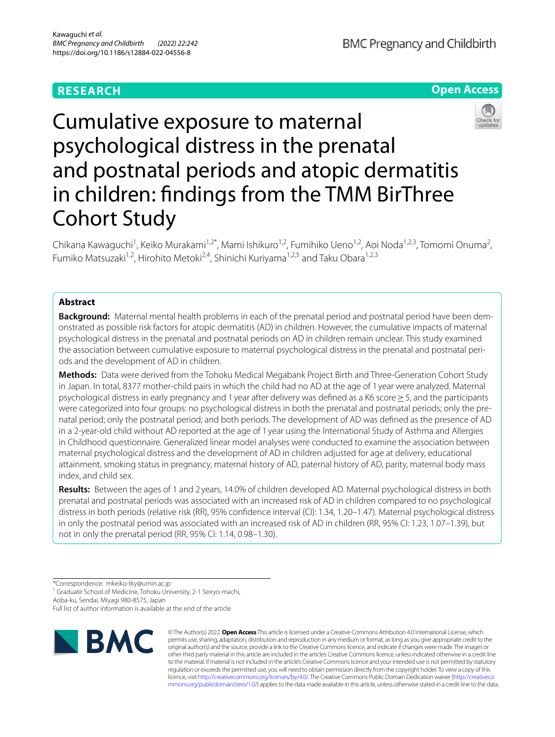RESEARCH

Open Access

# Cumulative exposure to maternal psychological distress in the prenatal and postnatal periods and atopic dermatitis in children: findings from the TMM BirThree Cohort Study

Chikana Kawaguchi[1], Keiko Murakami[1,2*], Mami Ishikuro[1,2], Fumihiko Ueno[1,2], Aoi Noda[1,2,3], Tomomi Onuma[2], Fumiko Matsuzaki[1,2], Hirohito Metoki[2,4], Shinichi Kuriyama[1,2,5] and Taku Obara[1,2,3]

## Abstract

**Background:** Maternal mental health problems in each of the prenatal period and postnatal period have been demonstrated as possible risk factors for atopic dermatitis (AD) in children. However, the cumulative impacts of maternal psychological distress in the prenatal and postnatal periods on AD in children remain unclear. This study examined the association between cumulative exposure to maternal psychological distress in the prenatal and postnatal periods and the development of AD in children.

**Methods:** Data were derived from the Tohoku Medical Megabank Project Birth and Three-Generation Cohort Study in Japan. In total, 8377 mother-child pairs in which the child had no AD at the age of 1 year were analyzed. Maternal psychological distress in early pregnancy and 1 year after delivery was defined as a K6 score $\geq 5$, and the participants were categorized into four groups: no psychological distress in both the prenatal and postnatal periods; only the prenatal period; only the postnatal period; and both periods. The development of AD was defined as the presence of AD in a 2-year-old child without AD reported at the age of 1 year using the International Study of Asthma and Allergies in Childhood questionnaire. Generalized linear model analyses were conducted to examine the association between maternal psychological distress and the development of AD in children adjusted for age at delivery, educational attainment, smoking status in pregnancy, maternal history of AD, paternal history of AD, parity, maternal body mass index, and child sex.

**Results:** Between the ages of 1 and 2 years, 14.0% of children developed AD. Maternal psychological distress in both prenatal and postnatal periods was associated with an increased risk of AD in children compared to no psychological distress in both periods (relative risk (RR), 95% confidence interval (CI): 1.34, 1.20–1.47). Maternal psychological distress in only the postnatal period was associated with an increased risk of AD in children (RR, 95% CI: 1.23, 1.07–1.39), but not in only the prenatal period (RR, 95% CI: 1.14, 0.98–1.30).

*Correspondence: mkeiko-tky@umin.ac.jp

[1] Graduate School of Medicine, Tohoku University, 2-1 Seiryo-machi, Aoba-ku, Sendai, Miyagi 980-8575, Japan

Full list of author information is available at the end of the article

© The Author(s) 2022. **Open Access** This article is licensed under a Creative Commons Attribution 4.0 International License, which permits use, sharing, adaptation, distribution and reproduction in any medium or format, as long as you give appropriate credit to the original author(s) and the source, provide a link to the Creative Commons licence, and indicate if changes were made. The images or other third party material in this article are included in the article's Creative Commons licence, unless indicated otherwise in a credit line to the material. If material is not included in the article's Creative Commons licence and your intended use is not permitted by statutory regulation or exceeds the permitted use, you will need to obtain permission directly from the copyright holder. To view a copy of this licence, visit http://creativecommons.org/licenses/by/4.0/. The Creative Commons Public Domain Dedication waiver (http://creativecommons.org/publicdomain/zero/1.0/) applies to the data made available in this article, unless otherwise stated in a credit line to the data.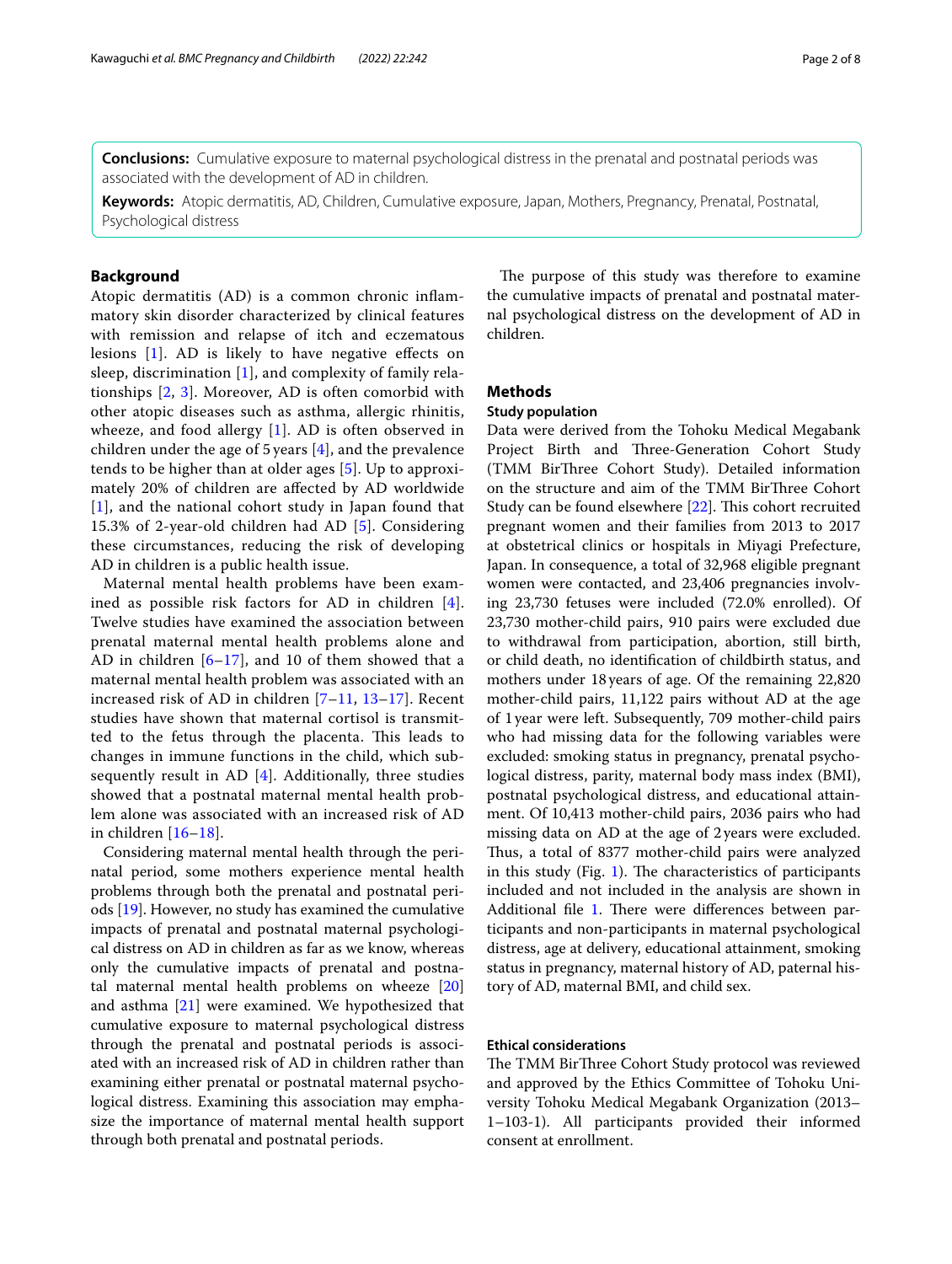**Conclusions:** Cumulative exposure to maternal psychological distress in the prenatal and postnatal periods was associated with the development of AD in children.

**Keywords:** Atopic dermatitis, AD, Children, Cumulative exposure, Japan, Mothers, Pregnancy, Prenatal, Postnatal, Psychological distress

## Background

Atopic dermatitis (AD) is a common chronic inflammatory skin disorder characterized by clinical features with remission and relapse of itch and eczematous lesions [1]. AD is likely to have negative effects on sleep, discrimination [1], and complexity of family relationships [2, 3]. Moreover, AD is often comorbid with other atopic diseases such as asthma, allergic rhinitis, wheeze, and food allergy [1]. AD is often observed in children under the age of 5 years [4], and the prevalence tends to be higher than at older ages [5]. Up to approximately 20% of children are affected by AD worldwide [1], and the national cohort study in Japan found that 15.3% of 2-year-old children had AD [5]. Considering these circumstances, reducing the risk of developing AD in children is a public health issue.

Maternal mental health problems have been examined as possible risk factors for AD in children [4]. Twelve studies have examined the association between prenatal maternal mental health problems alone and AD in children [6–17], and 10 of them showed that a maternal mental health problem was associated with an increased risk of AD in children [7–11, 13–17]. Recent studies have shown that maternal cortisol is transmitted to the fetus through the placenta. This leads to changes in immune functions in the child, which subsequently result in AD [4]. Additionally, three studies showed that a postnatal maternal mental health problem alone was associated with an increased risk of AD in children [16–18].

Considering maternal mental health through the perinatal period, some mothers experience mental health problems through both the prenatal and postnatal periods [19]. However, no study has examined the cumulative impacts of prenatal and postnatal maternal psychological distress on AD in children as far as we know, whereas only the cumulative impacts of prenatal and postnatal maternal mental health problems on wheeze [20] and asthma [21] were examined. We hypothesized that cumulative exposure to maternal psychological distress through the prenatal and postnatal periods is associated with an increased risk of AD in children rather than examining either prenatal or postnatal maternal psychological distress. Examining this association may emphasize the importance of maternal mental health support through both prenatal and postnatal periods.

The purpose of this study was therefore to examine the cumulative impacts of prenatal and postnatal maternal psychological distress on the development of AD in children.

## Methods

### Study population

Data were derived from the Tohoku Medical Megabank Project Birth and Three-Generation Cohort Study (TMM BirThree Cohort Study). Detailed information on the structure and aim of the TMM BirThree Cohort Study can be found elsewhere [22]. This cohort recruited pregnant women and their families from 2013 to 2017 at obstetrical clinics or hospitals in Miyagi Prefecture, Japan. In consequence, a total of 32,968 eligible pregnant women were contacted, and 23,406 pregnancies involving 23,730 fetuses were included (72.0% enrolled). Of 23,730 mother-child pairs, 910 pairs were excluded due to withdrawal from participation, abortion, still birth, or child death, no identification of childbirth status, and mothers under 18 years of age. Of the remaining 22,820 mother-child pairs, 11,122 pairs without AD at the age of 1 year were left. Subsequently, 709 mother-child pairs who had missing data for the following variables were excluded: smoking status in pregnancy, prenatal psychological distress, parity, maternal body mass index (BMI), postnatal psychological distress, and educational attainment. Of 10,413 mother-child pairs, 2036 pairs who had missing data on AD at the age of 2 years were excluded. Thus, a total of 8377 mother-child pairs were analyzed in this study (Fig. 1). The characteristics of participants included and not included in the analysis are shown in Additional file 1. There were differences between participants and non-participants in maternal psychological distress, age at delivery, educational attainment, smoking status in pregnancy, maternal history of AD, paternal history of AD, maternal BMI, and child sex.

### Ethical considerations

The TMM BirThree Cohort Study protocol was reviewed and approved by the Ethics Committee of Tohoku University Tohoku Medical Megabank Organization (2013–1–103-1). All participants provided their informed consent at enrollment.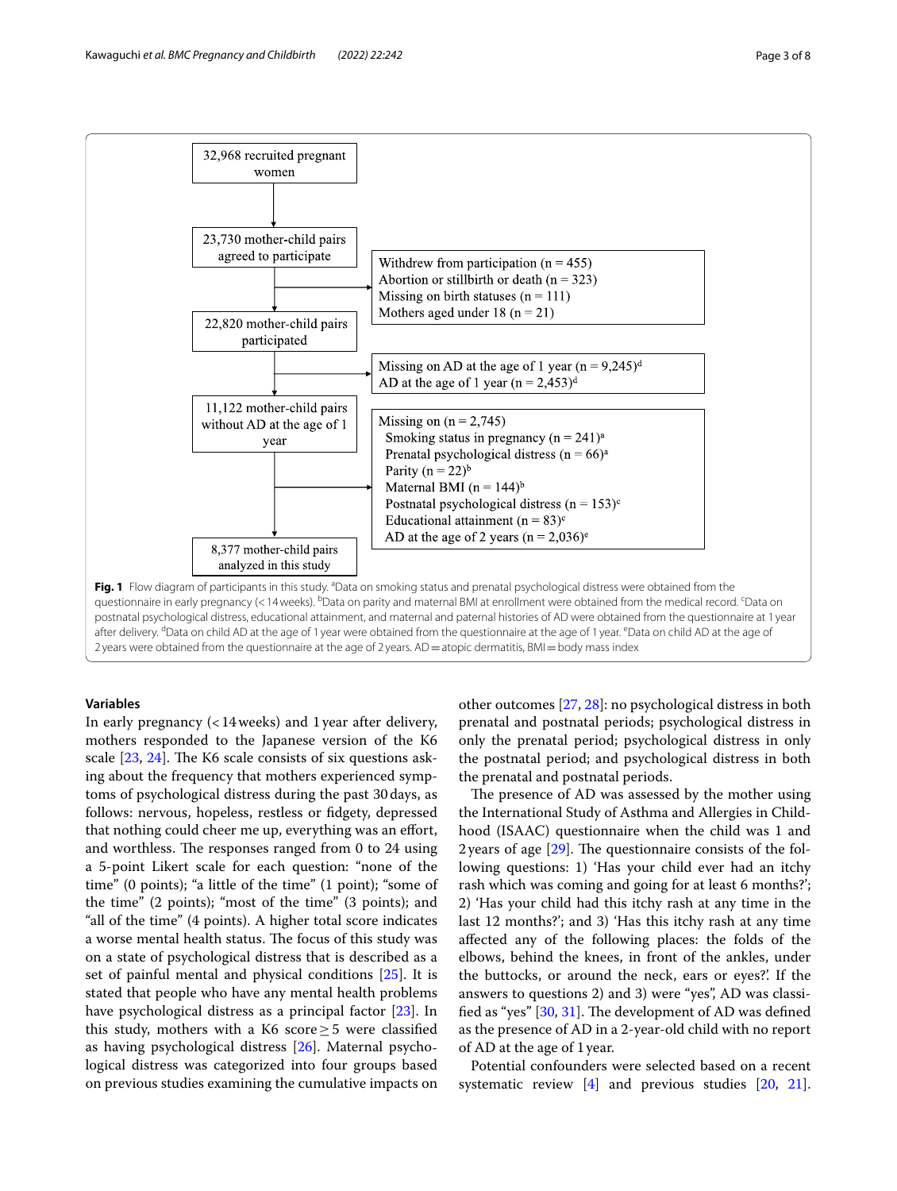32,968 recruited pregnant women

↓

23,730 mother-child pairs agreed to participate

→ Withdrew from participation (n = 455)
Abortion or stillbirth or death (n = 323)
Missing on birth statuses (n = 111)
Mothers aged under 18 (n = 21)

↓

22,820 mother-child pairs participated

→ Missing on AD at the age of 1 year (n = 9,245)[d]
AD at the age of 1 year (n = 2,453)[d]

↓

11,122 mother-child pairs without AD at the age of 1 year

→ Missing on (n = 2,745)
- Smoking status in pregnancy (n = 241)[a]
- Prenatal psychological distress (n = 66)[a]
- Parity (n = 22)[b]
- Maternal BMI (n = 144)[b]
- Postnatal psychological distress (n = 153)[c]
- Educational attainment (n = 83)[c]
- AD at the age of 2 years (n = 2,036)[e]

↓

8,377 mother-child pairs analyzed in this study

**Fig. 1** Flow diagram of participants in this study. [a]Data on smoking status and prenatal psychological distress were obtained from the questionnaire in early pregnancy (< 14 weeks). [b]Data on parity and maternal BMI at enrollment were obtained from the medical record. [c]Data on postnatal psychological distress, educational attainment, and maternal and paternal histories of AD were obtained from the questionnaire at 1 year after delivery. [d]Data on child AD at the age of 1 year were obtained from the questionnaire at the age of 1 year. [e]Data on child AD at the age of 2 years were obtained from the questionnaire at the age of 2 years. AD = atopic dermatitis, BMI = body mass index

### Variables

In early pregnancy (< 14 weeks) and 1 year after delivery, mothers responded to the Japanese version of the K6 scale [23, 24]. The K6 scale consists of six questions asking about the frequency that mothers experienced symptoms of psychological distress during the past 30 days, as follows: nervous, hopeless, restless or fidgety, depressed that nothing could cheer me up, everything was an effort, and worthless. The responses ranged from 0 to 24 using a 5-point Likert scale for each question: "none of the time" (0 points); "a little of the time" (1 point); "some of the time" (2 points); "most of the time" (3 points); and "all of the time" (4 points). A higher total score indicates a worse mental health status. The focus of this study was on a state of psychological distress that is described as a set of painful mental and physical conditions [25]. It is stated that people who have any mental health problems have psychological distress as a principal factor [23]. In this study, mothers with a K6 score ≥ 5 were classified as having psychological distress [26]. Maternal psychological distress was categorized into four groups based on previous studies examining the cumulative impacts on other outcomes [27, 28]: no psychological distress in both prenatal and postnatal periods; psychological distress in only the prenatal period; psychological distress in only the postnatal period; and psychological distress in both the prenatal and postnatal periods.

The presence of AD was assessed by the mother using the International Study of Asthma and Allergies in Childhood (ISAAC) questionnaire when the child was 1 and 2 years of age [29]. The questionnaire consists of the following questions: 1) 'Has your child ever had an itchy rash which was coming and going for at least 6 months?'; 2) 'Has your child had this itchy rash at any time in the last 12 months?'; and 3) 'Has this itchy rash at any time affected any of the following places: the folds of the elbows, behind the knees, in front of the ankles, under the buttocks, or around the neck, ears or eyes?'. If the answers to questions 2) and 3) were "yes", AD was classified as "yes" [30, 31]. The development of AD was defined as the presence of AD in a 2-year-old child with no report of AD at the age of 1 year.

Potential confounders were selected based on a recent systematic review [4] and previous studies [20, 21].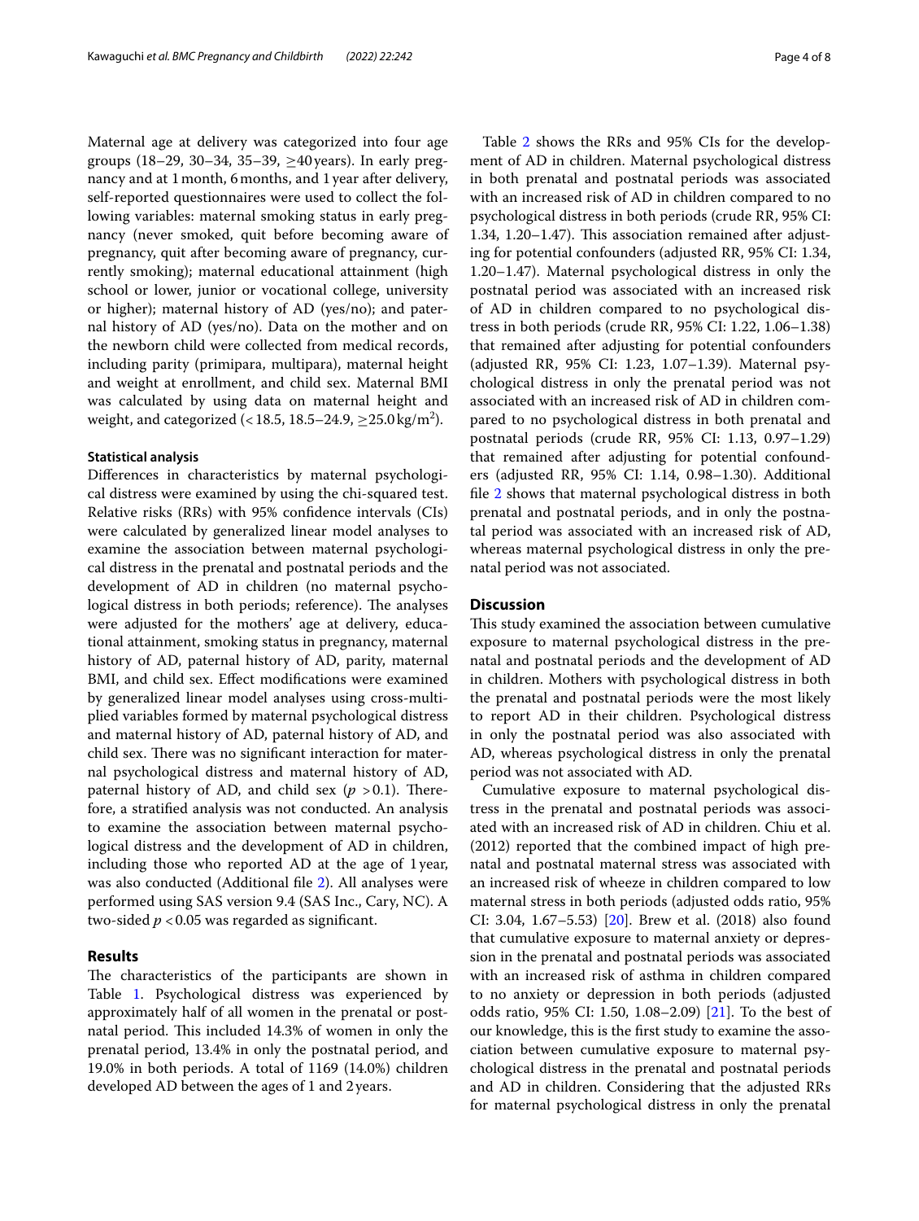Maternal age at delivery was categorized into four age groups (18–29, 30–34, 35–39, ≥40 years). In early pregnancy and at 1 month, 6 months, and 1 year after delivery, self-reported questionnaires were used to collect the following variables: maternal smoking status in early pregnancy (never smoked, quit before becoming aware of pregnancy, quit after becoming aware of pregnancy, currently smoking); maternal educational attainment (high school or lower, junior or vocational college, university or higher); maternal history of AD (yes/no); and paternal history of AD (yes/no). Data on the mother and on the newborn child were collected from medical records, including parity (primipara, multipara), maternal height and weight at enrollment, and child sex. Maternal BMI was calculated by using data on maternal height and weight, and categorized (<18.5, 18.5–24.9, ≥25.0 kg/m$^2$).

### Statistical analysis

Differences in characteristics by maternal psychological distress were examined by using the chi-squared test. Relative risks (RRs) with 95% confidence intervals (CIs) were calculated by generalized linear model analyses to examine the association between maternal psychological distress in the prenatal and postnatal periods and the development of AD in children (no maternal psychological distress in both periods; reference). The analyses were adjusted for the mothers' age at delivery, educational attainment, smoking status in pregnancy, maternal history of AD, paternal history of AD, parity, maternal BMI, and child sex. Effect modifications were examined by generalized linear model analyses using cross-multiplied variables formed by maternal psychological distress and maternal history of AD, paternal history of AD, and child sex. There was no significant interaction for maternal psychological distress and maternal history of AD, paternal history of AD, and child sex ($p > 0.1$). Therefore, a stratified analysis was not conducted. An analysis to examine the association between maternal psychological distress and the development of AD in children, including those who reported AD at the age of 1 year, was also conducted (Additional file 2). All analyses were performed using SAS version 9.4 (SAS Inc., Cary, NC). A two-sided $p < 0.05$ was regarded as significant.

## Results

The characteristics of the participants are shown in Table 1. Psychological distress was experienced by approximately half of all women in the prenatal or postnatal period. This included 14.3% of women in only the prenatal period, 13.4% in only the postnatal period, and 19.0% in both periods. A total of 1169 (14.0%) children developed AD between the ages of 1 and 2 years.

Table 2 shows the RRs and 95% CIs for the development of AD in children. Maternal psychological distress in both prenatal and postnatal periods was associated with an increased risk of AD in children compared to no psychological distress in both periods (crude RR, 95% CI: 1.34, 1.20–1.47). This association remained after adjusting for potential confounders (adjusted RR, 95% CI: 1.34, 1.20–1.47). Maternal psychological distress in only the postnatal period was associated with an increased risk of AD in children compared to no psychological distress in both periods (crude RR, 95% CI: 1.22, 1.06–1.38) that remained after adjusting for potential confounders (adjusted RR, 95% CI: 1.23, 1.07–1.39). Maternal psychological distress in only the prenatal period was not associated with an increased risk of AD in children compared to no psychological distress in both prenatal and postnatal periods (crude RR, 95% CI: 1.13, 0.97–1.29) that remained after adjusting for potential confounders (adjusted RR, 95% CI: 1.14, 0.98–1.30). Additional file 2 shows that maternal psychological distress in both prenatal and postnatal periods, and in only the postnatal period was associated with an increased risk of AD, whereas maternal psychological distress in only the prenatal period was not associated.

## Discussion

This study examined the association between cumulative exposure to maternal psychological distress in the prenatal and postnatal periods and the development of AD in children. Mothers with psychological distress in both the prenatal and postnatal periods were the most likely to report AD in their children. Psychological distress in only the postnatal period was also associated with AD, whereas psychological distress in only the prenatal period was not associated with AD.

Cumulative exposure to maternal psychological distress in the prenatal and postnatal periods was associated with an increased risk of AD in children. Chiu et al. (2012) reported that the combined impact of high prenatal and postnatal maternal stress was associated with an increased risk of wheeze in children compared to low maternal stress in both periods (adjusted odds ratio, 95% CI: 3.04, 1.67–5.53) [20]. Brew et al. (2018) also found that cumulative exposure to maternal anxiety or depression in the prenatal and postnatal periods was associated with an increased risk of asthma in children compared to no anxiety or depression in both periods (adjusted odds ratio, 95% CI: 1.50, 1.08–2.09) [21]. To the best of our knowledge, this is the first study to examine the association between cumulative exposure to maternal psychological distress in the prenatal and postnatal periods and AD in children. Considering that the adjusted RRs for maternal psychological distress in only the prenatal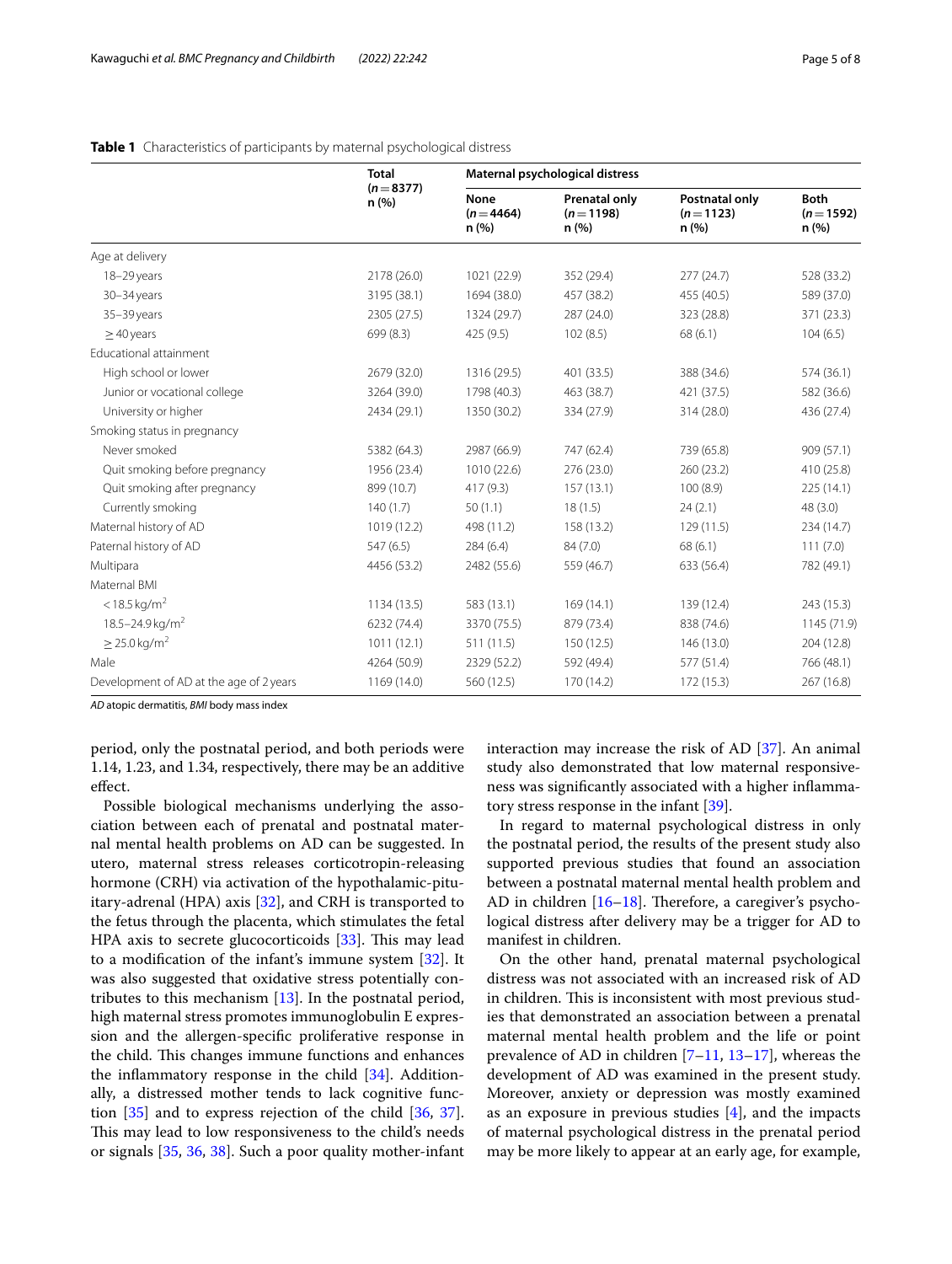**Table 1** Characteristics of participants by maternal psychological distress

| | Total ($n=8377$) n (%) | Maternal psychological distress | | | |
|---|---|---|---|---|---|
| | | None ($n=4464$) n (%) | Prenatal only ($n=1198$) n (%) | Postnatal only ($n=1123$) n (%) | Both ($n=1592$) n (%) |
| Age at delivery | | | | | |
| 18–29 years | 2178 (26.0) | 1021 (22.9) | 352 (29.4) | 277 (24.7) | 528 (33.2) |
| 30–34 years | 3195 (38.1) | 1694 (38.0) | 457 (38.2) | 455 (40.5) | 589 (37.0) |
| 35–39 years | 2305 (27.5) | 1324 (29.7) | 287 (24.0) | 323 (28.8) | 371 (23.3) |
| ≥ 40 years | 699 (8.3) | 425 (9.5) | 102 (8.5) | 68 (6.1) | 104 (6.5) |
| Educational attainment | | | | | |
| High school or lower | 2679 (32.0) | 1316 (29.5) | 401 (33.5) | 388 (34.6) | 574 (36.1) |
| Junior or vocational college | 3264 (39.0) | 1798 (40.3) | 463 (38.7) | 421 (37.5) | 582 (36.6) |
| University or higher | 2434 (29.1) | 1350 (30.2) | 334 (27.9) | 314 (28.0) | 436 (27.4) |
| Smoking status in pregnancy | | | | | |
| Never smoked | 5382 (64.3) | 2987 (66.9) | 747 (62.4) | 739 (65.8) | 909 (57.1) |
| Quit smoking before pregnancy | 1956 (23.4) | 1010 (22.6) | 276 (23.0) | 260 (23.2) | 410 (25.8) |
| Quit smoking after pregnancy | 899 (10.7) | 417 (9.3) | 157 (13.1) | 100 (8.9) | 225 (14.1) |
| Currently smoking | 140 (1.7) | 50 (1.1) | 18 (1.5) | 24 (2.1) | 48 (3.0) |
| Maternal history of AD | 1019 (12.2) | 498 (11.2) | 158 (13.2) | 129 (11.5) | 234 (14.7) |
| Paternal history of AD | 547 (6.5) | 284 (6.4) | 84 (7.0) | 68 (6.1) | 111 (7.0) |
| Multipara | 4456 (53.2) | 2482 (55.6) | 559 (46.7) | 633 (56.4) | 782 (49.1) |
| Maternal BMI | | | | | |
| < 18.5 kg/m$^2$ | 1134 (13.5) | 583 (13.1) | 169 (14.1) | 139 (12.4) | 243 (15.3) |
| 18.5–24.9 kg/m$^2$ | 6232 (74.4) | 3370 (75.5) | 879 (73.4) | 838 (74.6) | 1145 (71.9) |
| ≥ 25.0 kg/m$^2$ | 1011 (12.1) | 511 (11.5) | 150 (12.5) | 146 (13.0) | 204 (12.8) |
| Male | 4264 (50.9) | 2329 (52.2) | 592 (49.4) | 577 (51.4) | 766 (48.1) |
| Development of AD at the age of 2 years | 1169 (14.0) | 560 (12.5) | 170 (14.2) | 172 (15.3) | 267 (16.8) |

*AD* atopic dermatitis, *BMI* body mass index

period, only the postnatal period, and both periods were 1.14, 1.23, and 1.34, respectively, there may be an additive effect.

Possible biological mechanisms underlying the association between each of prenatal and postnatal maternal mental health problems on AD can be suggested. In utero, maternal stress releases corticotropin-releasing hormone (CRH) via activation of the hypothalamic-pituitary-adrenal (HPA) axis [32], and CRH is transported to the fetus through the placenta, which stimulates the fetal HPA axis to secrete glucocorticoids [33]. This may lead to a modification of the infant's immune system [32]. It was also suggested that oxidative stress potentially contributes to this mechanism [13]. In the postnatal period, high maternal stress promotes immunoglobulin E expression and the allergen-specific proliferative response in the child. This changes immune functions and enhances the inflammatory response in the child [34]. Additionally, a distressed mother tends to lack cognitive function [35] and to express rejection of the child [36, 37]. This may lead to low responsiveness to the child's needs or signals [35, 36, 38]. Such a poor quality mother-infant interaction may increase the risk of AD [37]. An animal study also demonstrated that low maternal responsiveness was significantly associated with a higher inflammatory stress response in the infant [39].

In regard to maternal psychological distress in only the postnatal period, the results of the present study also supported previous studies that found an association between a postnatal maternal mental health problem and AD in children [16–18]. Therefore, a caregiver's psychological distress after delivery may be a trigger for AD to manifest in children.

On the other hand, prenatal maternal psychological distress was not associated with an increased risk of AD in children. This is inconsistent with most previous studies that demonstrated an association between a prenatal maternal mental health problem and the life or point prevalence of AD in children [7–11, 13–17], whereas the development of AD was examined in the present study. Moreover, anxiety or depression was mostly examined as an exposure in previous studies [4], and the impacts of maternal psychological distress in the prenatal period may be more likely to appear at an early age, for example,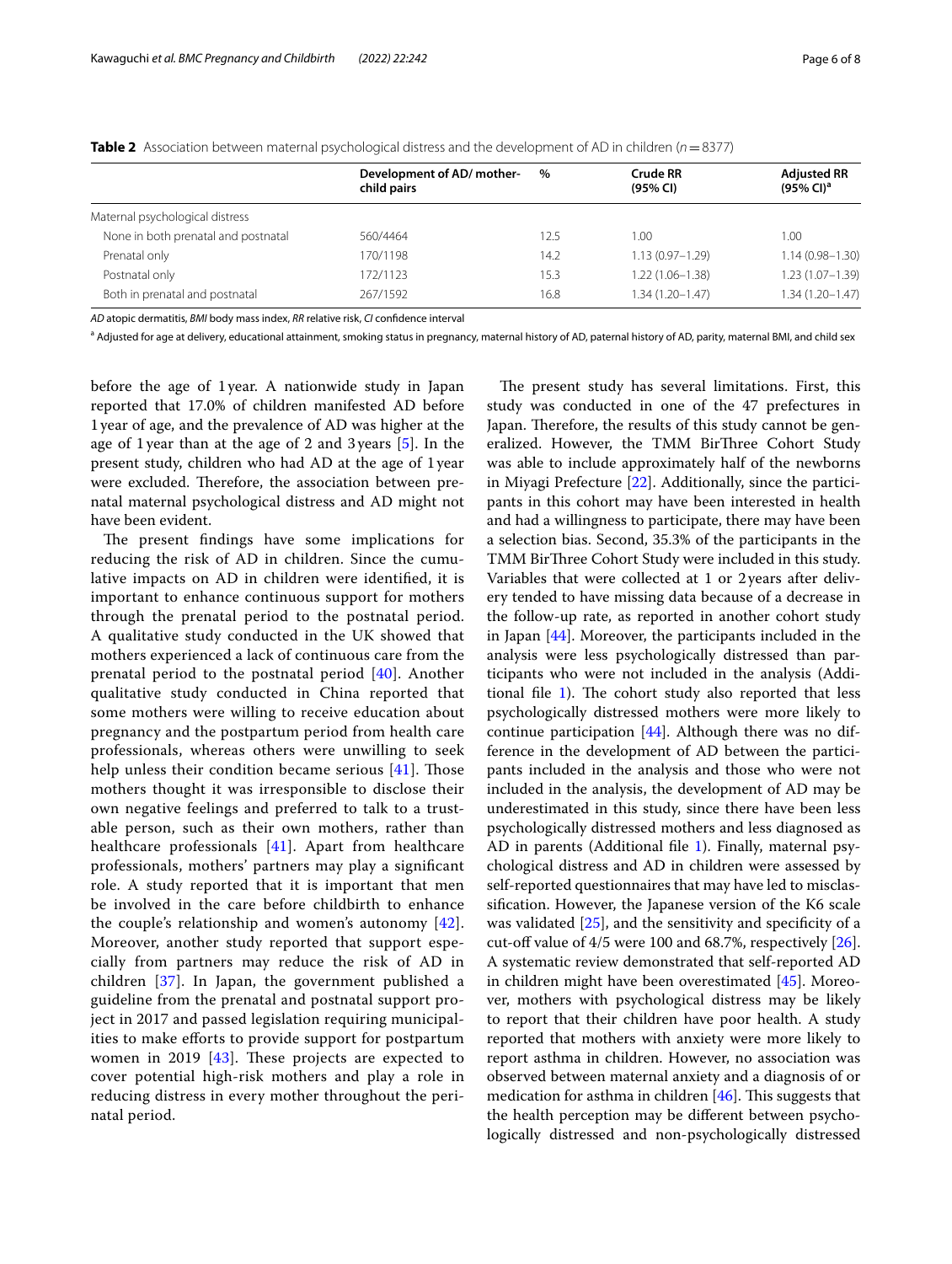**Table 2** Association between maternal psychological distress and the development of AD in children ($n = 8377$)

| | Development of AD/ mother-child pairs | % | Crude RR (95% CI) | Adjusted RR (95% CI)[a] |
|---|---|---|---|---|
| Maternal psychological distress | | | | |
| None in both prenatal and postnatal | 560/4464 | 12.5 | 1.00 | 1.00 |
| Prenatal only | 170/1198 | 14.2 | 1.13 (0.97–1.29) | 1.14 (0.98–1.30) |
| Postnatal only | 172/1123 | 15.3 | 1.22 (1.06–1.38) | 1.23 (1.07–1.39) |
| Both in prenatal and postnatal | 267/1592 | 16.8 | 1.34 (1.20–1.47) | 1.34 (1.20–1.47) |

*AD* atopic dermatitis, *BMI* body mass index, *RR* relative risk, *CI* confidence interval

[a] Adjusted for age at delivery, educational attainment, smoking status in pregnancy, maternal history of AD, paternal history of AD, parity, maternal BMI, and child sex

before the age of 1 year. A nationwide study in Japan reported that 17.0% of children manifested AD before 1 year of age, and the prevalence of AD was higher at the age of 1 year than at the age of 2 and 3 years [5]. In the present study, children who had AD at the age of 1 year were excluded. Therefore, the association between prenatal maternal psychological distress and AD might not have been evident.

The present findings have some implications for reducing the risk of AD in children. Since the cumulative impacts on AD in children were identified, it is important to enhance continuous support for mothers through the prenatal period to the postnatal period. A qualitative study conducted in the UK showed that mothers experienced a lack of continuous care from the prenatal period to the postnatal period [40]. Another qualitative study conducted in China reported that some mothers were willing to receive education about pregnancy and the postpartum period from health care professionals, whereas others were unwilling to seek help unless their condition became serious [41]. Those mothers thought it was irresponsible to disclose their own negative feelings and preferred to talk to a trustable person, such as their own mothers, rather than healthcare professionals [41]. Apart from healthcare professionals, mothers' partners may play a significant role. A study reported that it is important that men be involved in the care before childbirth to enhance the couple's relationship and women's autonomy [42]. Moreover, another study reported that support especially from partners may reduce the risk of AD in children [37]. In Japan, the government published a guideline from the prenatal and postnatal support project in 2017 and passed legislation requiring municipalities to make efforts to provide support for postpartum women in 2019 [43]. These projects are expected to cover potential high-risk mothers and play a role in reducing distress in every mother throughout the perinatal period.

The present study has several limitations. First, this study was conducted in one of the 47 prefectures in Japan. Therefore, the results of this study cannot be generalized. However, the TMM BirThree Cohort Study was able to include approximately half of the newborns in Miyagi Prefecture [22]. Additionally, since the participants in this cohort may have been interested in health and had a willingness to participate, there may have been a selection bias. Second, 35.3% of the participants in the TMM BirThree Cohort Study were included in this study. Variables that were collected at 1 or 2 years after delivery tended to have missing data because of a decrease in the follow-up rate, as reported in another cohort study in Japan [44]. Moreover, the participants included in the analysis were less psychologically distressed than participants who were not included in the analysis (Additional file 1). The cohort study also reported that less psychologically distressed mothers were more likely to continue participation [44]. Although there was no difference in the development of AD between the participants included in the analysis and those who were not included in the analysis, the development of AD may be underestimated in this study, since there have been less psychologically distressed mothers and less diagnosed as AD in parents (Additional file 1). Finally, maternal psychological distress and AD in children were assessed by self-reported questionnaires that may have led to misclassification. However, the Japanese version of the K6 scale was validated [25], and the sensitivity and specificity of a cut-off value of 4/5 were 100 and 68.7%, respectively [26]. A systematic review demonstrated that self-reported AD in children might have been overestimated [45]. Moreover, mothers with psychological distress may be likely to report that their children have poor health. A study reported that mothers with anxiety were more likely to report asthma in children. However, no association was observed between maternal anxiety and a diagnosis of or medication for asthma in children [46]. This suggests that the health perception may be different between psychologically distressed and non-psychologically distressed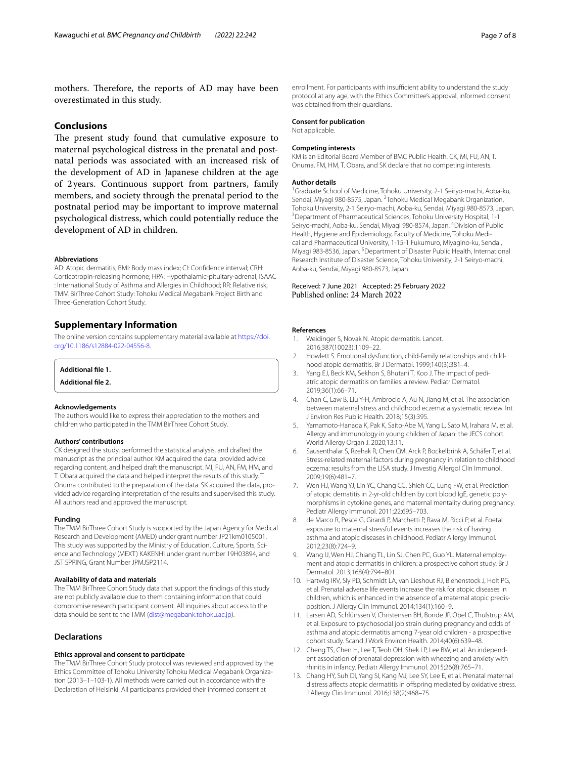mothers. Therefore, the reports of AD may have been overestimated in this study.

## Conclusions

The present study found that cumulative exposure to maternal psychological distress in the prenatal and postnatal periods was associated with an increased risk of the development of AD in Japanese children at the age of 2 years. Continuous support from partners, family members, and society through the prenatal period to the postnatal period may be important to improve maternal psychological distress, which could potentially reduce the development of AD in children.

#### Abbreviations

AD: Atopic dermatitis; BMI: Body mass index; CI: Confidence interval; CRH: Corticotropin-releasing hormone; HPA: Hypothalamic-pituitary-adrenal; ISAAC : International Study of Asthma and Allergies in Childhood; RR: Relative risk; TMM BirThree Cohort Study: Tohoku Medical Megabank Project Birth and Three-Generation Cohort Study.

## Supplementary Information

The online version contains supplementary material available at https://doi.org/10.1186/s12884-022-04556-8.

**Additional file 1.**

**Additional file 2.**

#### Acknowledgements

The authors would like to express their appreciation to the mothers and children who participated in the TMM BirThree Cohort Study.

#### Authors' contributions

CK designed the study, performed the statistical analysis, and drafted the manuscript as the principal author. KM acquired the data, provided advice regarding content, and helped draft the manuscript. MI, FU, AN, FM, HM, and T. Obara acquired the data and helped interpret the results of this study. T. Onuma contributed to the preparation of the data. SK acquired the data, provided advice regarding interpretation of the results and supervised this study. All authors read and approved the manuscript.

#### Funding

The TMM BirThree Cohort Study is supported by the Japan Agency for Medical Research and Development (AMED) under grant number JP21km0105001. This study was supported by the Ministry of Education, Culture, Sports, Science and Technology (MEXT) KAKENHI under grant number 19H03894, and JST SPRING, Grant Number JPMJSP2114.

#### Availability of data and materials

The TMM BirThree Cohort Study data that support the findings of this study are not publicly available due to them containing information that could compromise research participant consent. All inquiries about access to the data should be sent to the TMM (dist@megabank.tohoku.ac.jp).

## Declarations

#### Ethics approval and consent to participate

The TMM BirThree Cohort Study protocol was reviewed and approved by the Ethics Committee of Tohoku University Tohoku Medical Megabank Organization (2013–1–103-1). All methods were carried out in accordance with the Declaration of Helsinki. All participants provided their informed consent at enrollment. For participants with insufficient ability to understand the study protocol at any age, with the Ethics Committee's approval, informed consent was obtained from their guardians.

#### Consent for publication

Not applicable.

#### Competing interests

KM is an Editorial Board Member of BMC Public Health. CK, MI, FU, AN, T. Onuma, FM, HM, T. Obara, and SK declare that no competing interests.

#### Author details

[1]Graduate School of Medicine, Tohoku University, 2-1 Seiryo-machi, Aoba-ku, Sendai, Miyagi 980-8575, Japan. [2]Tohoku Medical Megabank Organization, Tohoku University, 2-1 Seiryo-machi, Aoba-ku, Sendai, Miyagi 980-8573, Japan. [3]Department of Pharmaceutical Sciences, Tohoku University Hospital, 1-1 Seiryo-machi, Aoba-ku, Sendai, Miyagi 980-8574, Japan. [4]Division of Public Health, Hygiene and Epidemiology, Faculty of Medicine, Tohoku Medical and Pharmaceutical University, 1-15-1 Fukumuro, Miyagino-ku, Sendai, Miyagi 983-8536, Japan. [5]Department of Disaster Public Health, International Research Institute of Disaster Science, Tohoku University, 2-1 Seiryo-machi, Aoba-ku, Sendai, Miyagi 980-8573, Japan.

Received: 7 June 2021 Accepted: 25 February 2022
Published online: 24 March 2022

#### References

1. Weidinger S, Novak N. Atopic dermatitis. Lancet. 2016;387(10023):1109–22.
2. Howlett S. Emotional dysfunction, child-family relationships and childhood atopic dermatitis. Br J Dermatol. 1999;140(3):381–4.
3. Yang EJ, Beck KM, Sekhon S, Bhutani T, Koo J. The impact of pediatric atopic dermatitis on families: a review. Pediatr Dermatol. 2019;36(1):66–71.
4. Chan C, Law B, Liu Y-H, Ambrocio A, Au N, Jiang M, et al. The association between maternal stress and childhood eczema: a systematic review. Int J Environ Res Public Health. 2018;15(3):395.
5. Yamamoto-Hanada K, Pak K, Saito-Abe M, Yang L, Sato M, Irahara M, et al. Allergy and immunology in young children of Japan: the JECS cohort. World Allergy Organ J. 2020;13:11.
6. Sausenthalar S, Rzehak R, Chen CM, Arck P, Bockelbrink A, Schäfer T, et al. Stress-related maternal factors during pregnancy in relation to childhood eczema: results from the LISA study. J Investig Allergol Clin Immunol. 2009;19(6):481–7.
7. Wen HJ, Wang YJ, Lin YC, Chang CC, Shieh CC, Lung FW, et al. Prediction of atopic dematitis in 2-yr-old children by cort blood IgE, genetic polymorphisms in cytokine genes, and maternal mentality during pregnancy. Pediatr Allergy Immunol. 2011;22:695–703.
8. de Marco R, Pesce G, Girardi P, Marchetti P, Rava M, Ricci P, et al. Foetal exposure to maternal stressful events increases the risk of having asthma and atopic diseases in childhood. Pediatr Allergy Immunol. 2012;23(8):724–9.
9. Wang IJ, Wen HJ, Chiang TL, Lin SJ, Chen PC, Guo YL. Maternal employment and atopic dermatitis in children: a prospective cohort study. Br J Dermatol. 2013;168(4):794–801.
10. Hartwig IRV, Sly PD, Schmidt LA, van Lieshout RJ, Bienenstock J, Holt PG, et al. Prenatal adverse life events increase the risk for atopic diseases in children, which is enhanced in the absence of a maternal atopic predisposition. J Allergy Clin Immunol. 2014;134(1):160–9.
11. Larsen AD, Schlünssen V, Christensen BH, Bonde JP, Obel C, Thulstrup AM, et al. Exposure to psychosocial job strain during pregnancy and odds of asthma and atopic dermatitis among 7-year old children - a prospective cohort study. Scand J Work Environ Health. 2014;40(6):639–48.
12. Cheng TS, Chen H, Lee T, Teoh OH, Shek LP, Lee BW, et al. An independent association of prenatal depression with wheezing and anxiety with rhinitis in infancy. Pediatr Allergy Immunol. 2015;26(8):765–71.
13. Chang HY, Suh DI, Yang SI, Kang MJ, Lee SY, Lee E, et al. Prenatal maternal distress affects atopic dermatitis in offspring mediated by oxidative stress. J Allergy Clin Immunol. 2016;138(2):468–75.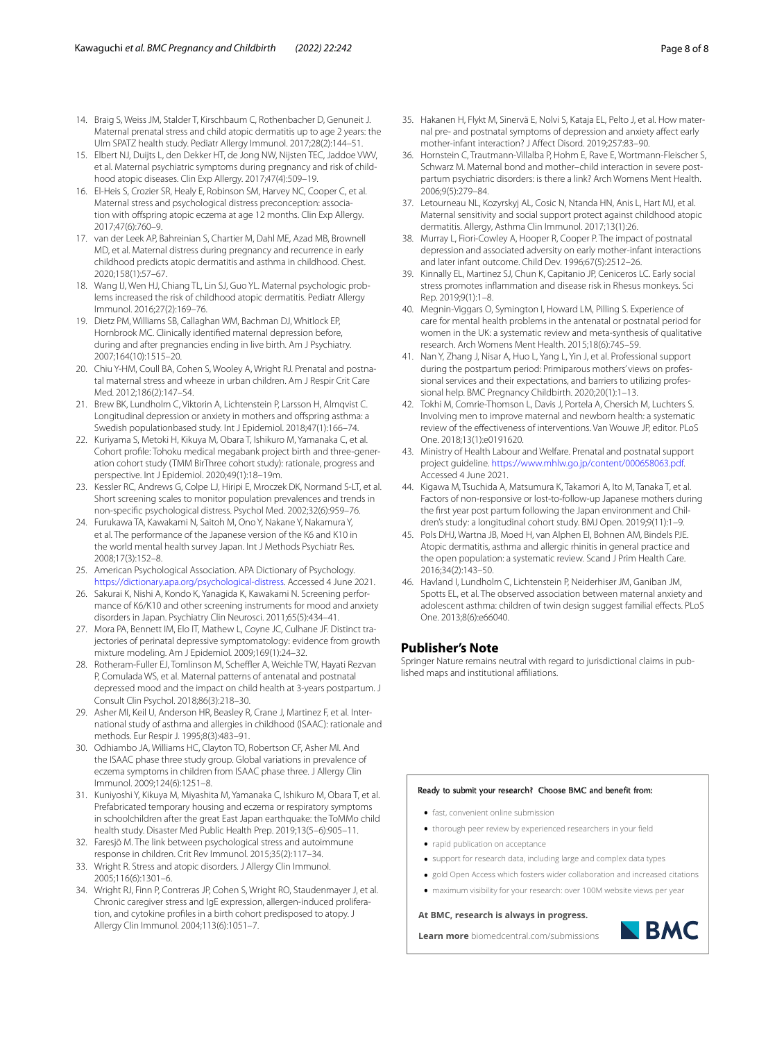14. Braig S, Weiss JM, Stalder T, Kirschbaum C, Rothenbacher D, Genuneit J. Maternal prenatal stress and child atopic dermatitis up to age 2 years: the Ulm SPATZ health study. Pediatr Allergy Immunol. 2017;28(2):144–51.
15. Elbert NJ, Duijts L, den Dekker HT, de Jong NW, Nijsten TEC, Jaddoe VWV, et al. Maternal psychiatric symptoms during pregnancy and risk of childhood atopic diseases. Clin Exp Allergy. 2017;47(4):509–19.
16. El-Heis S, Crozier SR, Healy E, Robinson SM, Harvey NC, Cooper C, et al. Maternal stress and psychological distress preconception: association with offspring atopic eczema at age 12 months. Clin Exp Allergy. 2017;47(6):760–9.
17. van der Leek AP, Bahreinian S, Chartier M, Dahl ME, Azad MB, Brownell MD, et al. Maternal distress during pregnancy and recurrence in early childhood predicts atopic dermatitis and asthma in childhood. Chest. 2020;158(1):57–67.
18. Wang IJ, Wen HJ, Chiang TL, Lin SJ, Guo YL. Maternal psychologic problems increased the risk of childhood atopic dermatitis. Pediatr Allergy Immunol. 2016;27(2):169–76.
19. Dietz PM, Williams SB, Callaghan WM, Bachman DJ, Whitlock EP, Hornbrook MC. Clinically identified maternal depression before, during and after pregnancies ending in live birth. Am J Psychiatry. 2007;164(10):1515–20.
20. Chiu Y-HM, Coull BA, Cohen S, Wooley A, Wright RJ. Prenatal and postnatal maternal stress and wheeze in urban children. Am J Respir Crit Care Med. 2012;186(2):147–54.
21. Brew BK, Lundholm C, Viktorin A, Lichtenstein P, Larsson H, Almqvist C. Longitudinal depression or anxiety in mothers and offspring asthma: a Swedish populationbased study. Int J Epidemiol. 2018;47(1):166–74.
22. Kuriyama S, Metoki H, Kikuya M, Obara T, Ishikuro M, Yamanaka C, et al. Cohort profile: Tohoku medical megabank project birth and three-generation cohort study (TMM BirThree cohort study): rationale, progress and perspective. Int J Epidemiol. 2020;49(1):18–19m.
23. Kessler RC, Andrews G, Colpe LJ, Hiripi E, Mroczek DK, Normand S-LT, et al. Short screening scales to monitor population prevalences and trends in non-specific psychological distress. Psychol Med. 2002;32(6):959–76.
24. Furukawa TA, Kawakami N, Saitoh M, Ono Y, Nakane Y, Nakamura Y, et al. The performance of the Japanese version of the K6 and K10 in the world mental health survey Japan. Int J Methods Psychiatr Res. 2008;17(3):152–8.
25. American Psychological Association. APA Dictionary of Psychology. https://dictionary.apa.org/psychological-distress. Accessed 4 June 2021.
26. Sakurai K, Nishi A, Kondo K, Yanagida K, Kawakami N. Screening performance of K6/K10 and other screening instruments for mood and anxiety disorders in Japan. Psychiatry Clin Neurosci. 2011;65(5):434–41.
27. Mora PA, Bennett IM, Elo IT, Mathew L, Coyne JC, Culhane JF. Distinct trajectories of perinatal depressive symptomatology: evidence from growth mixture modeling. Am J Epidemiol. 2009;169(1):24–32.
28. Rotheram-Fuller EJ, Tomlinson M, Scheffler A, Weichle TW, Hayati Rezvan P, Comulada WS, et al. Maternal patterns of antenatal and postnatal depressed mood and the impact on child health at 3-years postpartum. J Consult Clin Psychol. 2018;86(3):218–30.
29. Asher MI, Keil U, Anderson HR, Beasley R, Crane J, Martinez F, et al. International study of asthma and allergies in childhood (ISAAC): rationale and methods. Eur Respir J. 1995;8(3):483–91.
30. Odhiambo JA, Williams HC, Clayton TO, Robertson CF, Asher MI. And the ISAAC phase three study group. Global variations in prevalence of eczema symptoms in children from ISAAC phase three. J Allergy Clin Immunol. 2009;124(6):1251–8.
31. Kuniyoshi Y, Kikuya M, Miyashita M, Yamanaka C, Ishikuro M, Obara T, et al. Prefabricated temporary housing and eczema or respiratory symptoms in schoolchildren after the great East Japan earthquake: the ToMMo child health study. Disaster Med Public Health Prep. 2019;13(5–6):905–11.
32. Faresjö M. The link between psychological stress and autoimmune response in children. Crit Rev Immunol. 2015;35(2):117–34.
33. Wright R. Stress and atopic disorders. J Allergy Clin Immunol. 2005;116(6):1301–6.
34. Wright RJ, Finn P, Contreras JP, Cohen S, Wright RO, Staudenmayer J, et al. Chronic caregiver stress and IgE expression, allergen-induced proliferation, and cytokine profiles in a birth cohort predisposed to atopy. J Allergy Clin Immunol. 2004;113(6):1051–7.
35. Hakanen H, Flykt M, Sinervä E, Nolvi S, Kataja EL, Pelto J, et al. How maternal pre- and postnatal symptoms of depression and anxiety affect early mother-infant interaction? J Affect Disord. 2019;257:83–90.
36. Hornstein C, Trautmann-Villalba P, Hohm E, Rave E, Wortmann-Fleischer S, Schwarz M. Maternal bond and mother–child interaction in severe postpartum psychiatric disorders: is there a link? Arch Womens Ment Health. 2006;9(5):279–84.
37. Letourneau NL, Kozyrskyj AL, Cosic N, Ntanda HN, Anis L, Hart MJ, et al. Maternal sensitivity and social support protect against childhood atopic dermatitis. Allergy, Asthma Clin Immunol. 2017;13(1):26.
38. Murray L, Fiori-Cowley A, Hooper R, Cooper P. The impact of postnatal depression and associated adversity on early mother-infant interactions and later infant outcome. Child Dev. 1996;67(5):2512–26.
39. Kinnally EL, Martinez SJ, Chun K, Capitanio JP, Ceniceros LC. Early social stress promotes inflammation and disease risk in Rhesus monkeys. Sci Rep. 2019;9(1):1–8.
40. Megnin-Viggars O, Symington I, Howard LM, Pilling S. Experience of care for mental health problems in the antenatal or postnatal period for women in the UK: a systematic review and meta-synthesis of qualitative research. Arch Womens Ment Health. 2015;18(6):745–59.
41. Nan Y, Zhang J, Nisar A, Huo L, Yang L, Yin J, et al. Professional support during the postpartum period: Primiparous mothers' views on professional services and their expectations, and barriers to utilizing professional help. BMC Pregnancy Childbirth. 2020;20(1):1–13.
42. Tokhi M, Comrie-Thomson L, Davis J, Portela A, Chersich M, Luchters S. Involving men to improve maternal and newborn health: a systematic review of the effectiveness of interventions. Van Wouwe JP, editor. PLoS One. 2018;13(1):e0191620.
43. Ministry of Health Labour and Welfare. Prenatal and postnatal support project guideline. https://www.mhlw.go.jp/content/000658063.pdf. Accessed 4 June 2021.
44. Kigawa M, Tsuchida A, Matsumura K, Takamori A, Ito M, Tanaka T, et al. Factors of non-responsive or lost-to-follow-up Japanese mothers during the first year post partum following the Japan environment and Children's study: a longitudinal cohort study. BMJ Open. 2019;9(11):1–9.
45. Pols DHJ, Wartna JB, Moed H, van Alphen EI, Bohnen AM, Bindels PJE. Atopic dermatitis, asthma and allergic rhinitis in general practice and the open population: a systematic review. Scand J Prim Health Care. 2016;34(2):143–50.
46. Havland I, Lundholm C, Lichtenstein P, Neiderhiser JM, Ganiban JM, Spotts EL, et al. The observed association between maternal anxiety and adolescent asthma: children of twin design suggest familial effects. PLoS One. 2013;8(6):e66040.

## Publisher's Note

Springer Nature remains neutral with regard to jurisdictional claims in published maps and institutional affiliations.

Ready to submit your research? Choose BMC and benefit from:

- fast, convenient online submission
- thorough peer review by experienced researchers in your field
- rapid publication on acceptance
- support for research data, including large and complex data types
- gold Open Access which fosters wider collaboration and increased citations
- maximum visibility for your research: over 100M website views per year

**At BMC, research is always in progress.**

**Learn more** biomedcentral.com/submissions

BMC